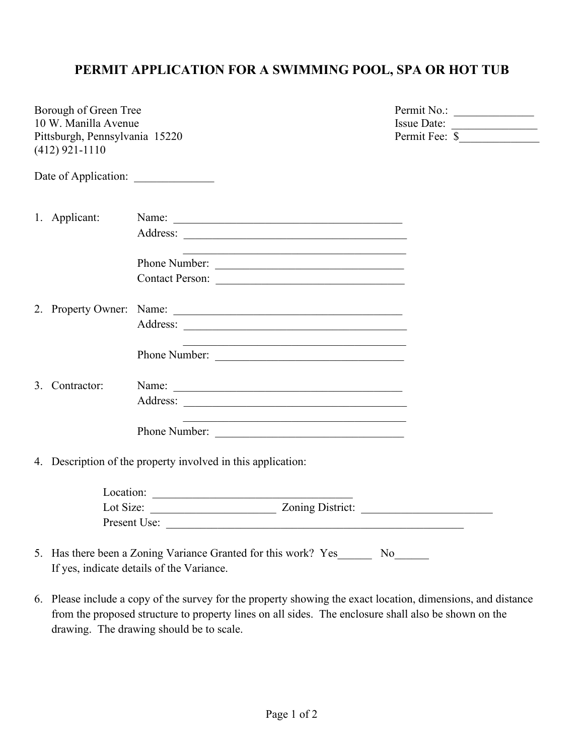# PERMIT APPLICATION FOR A SWIMMING POOL, SPA OR HOT TUB

Borough of Green Tree
10 W. Manilla Avenue
Pittsburgh, Pennsylvania 15220
(412) 921-1110

Permit No.: ______________
Issue Date: _______________
Permit Fee: $______________

Date of Application: ______________

1. Applicant:
   - Name: ___________________________________________
   - Address: ___________________________________________
     ___________________________________________
   - Phone Number: ___________________________________
   - Contact Person: ___________________________________

2. Property Owner:
   - Name: ___________________________________________
   - Address: ___________________________________________
     ___________________________________________
   - Phone Number: ___________________________________

3. Contractor:
   - Name: ___________________________________________
   - Address: ___________________________________________
     ___________________________________________
   - Phone Number: ___________________________________

4. Description of the property involved in this application:

   Location: ___________________________________

   Lot Size: ______________________ Zoning District: _______________________

   Present Use: _______________________________________________________

5. Has there been a Zoning Variance Granted for this work? Yes______ No______
   If yes, indicate details of the Variance.

6. Please include a copy of the survey for the property showing the exact location, dimensions, and distance from the proposed structure to property lines on all sides. The enclosure shall also be shown on the drawing. The drawing should be to scale.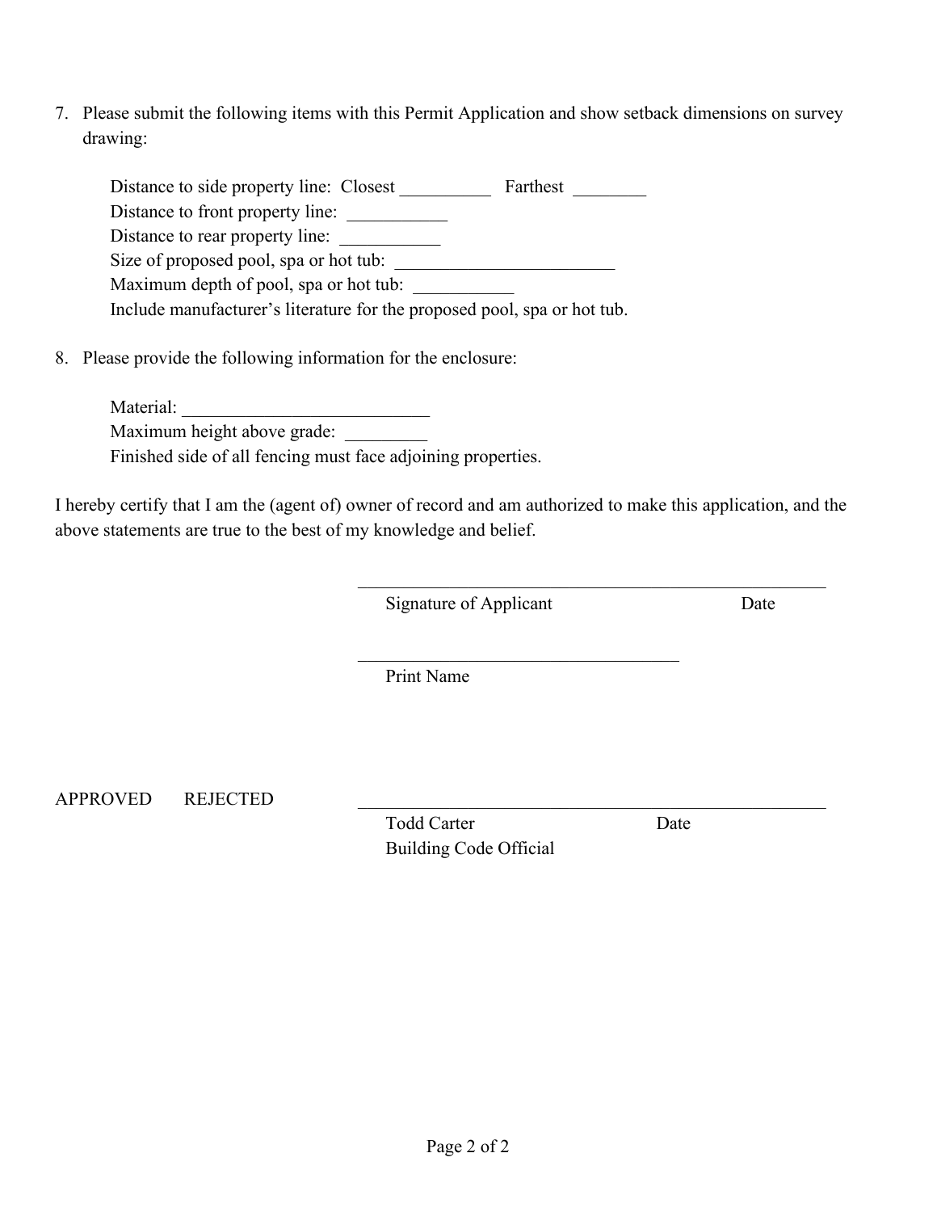7. Please submit the following items with this Permit Application and show setback dimensions on survey drawing:

   Distance to side property line: Closest __________ Farthest ________
   Distance to front property line: ___________
   Distance to rear property line: ___________
   Size of proposed pool, spa or hot tub: ________________________
   Maximum depth of pool, spa or hot tub: ___________
   Include manufacturer's literature for the proposed pool, spa or hot tub.

8. Please provide the following information for the enclosure:

   Material: ___________________________
   Maximum height above grade: _________
   Finished side of all fencing must face adjoining properties.

I hereby certify that I am the (agent of) owner of record and am authorized to make this application, and the above statements are true to the best of my knowledge and belief.

_____________________________________________________
Signature of Applicant                    Date

____________________________________
Print Name

APPROVED    REJECTED

_____________________________________________________
Todd Carter                    Date
Building Code Official